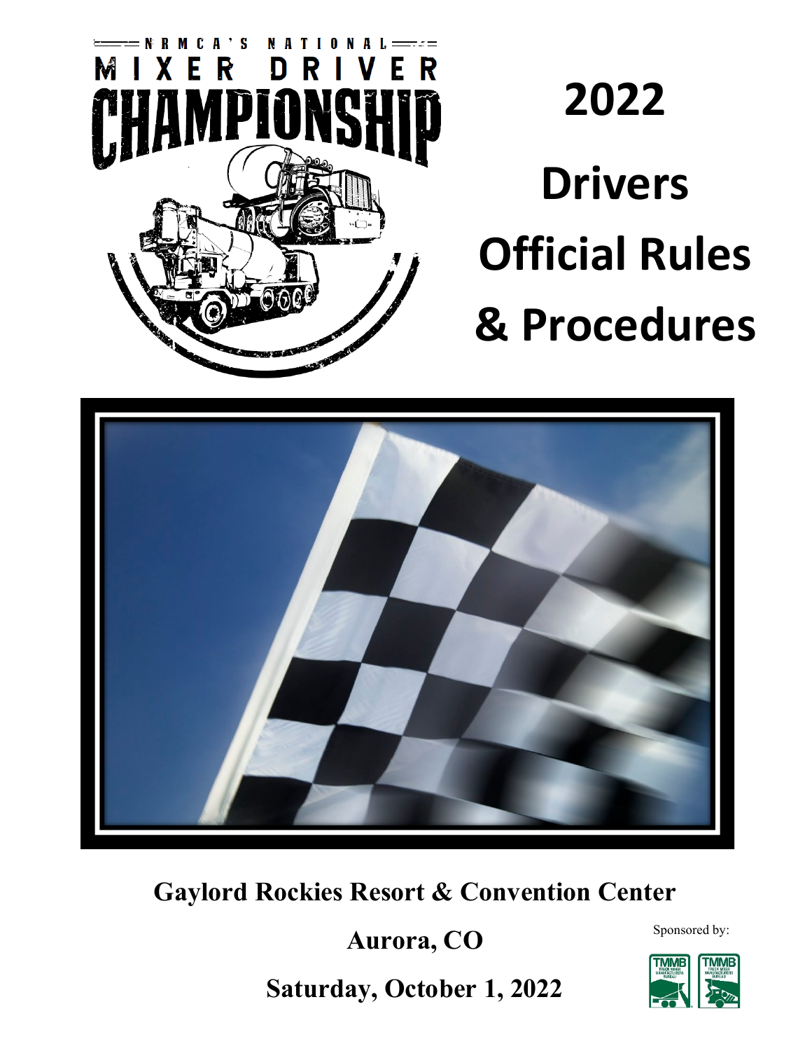# 2022 Drivers Official Rules & Procedures

**Gaylord Rockies Resort & Convention Center**

**Aurora, CO**

**Saturday, October 1, 2022**

Sponsored by: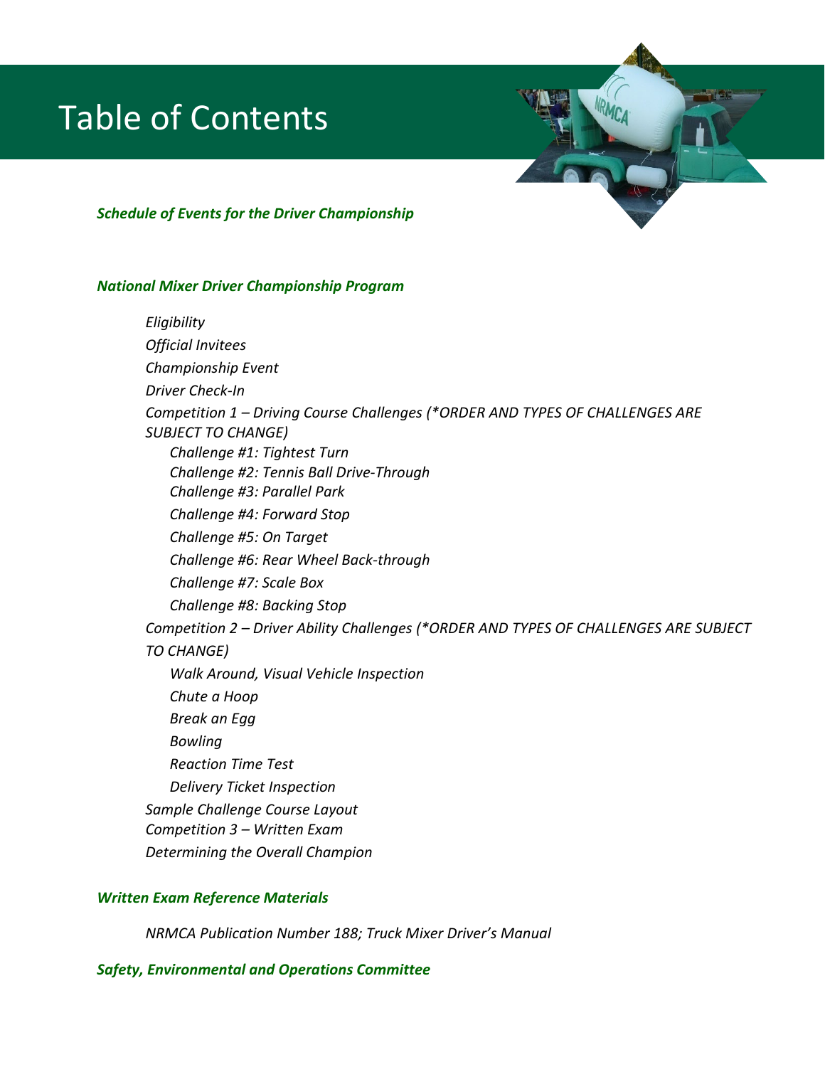# Table of Contents

***Schedule of Events for the Driver Championship***

***National Mixer Driver Championship Program***

- *Eligibility*
- *Official Invitees*
- *Championship Event*
- *Driver Check-In*
- *Competition 1 – Driving Course Challenges (*ORDER AND TYPES OF CHALLENGES ARE SUBJECT TO CHANGE)*
  - *Challenge #1: Tightest Turn*
  - *Challenge #2: Tennis Ball Drive-Through*
  - *Challenge #3: Parallel Park*
  - *Challenge #4: Forward Stop*
  - *Challenge #5: On Target*
  - *Challenge #6: Rear Wheel Back-through*
  - *Challenge #7: Scale Box*
  - *Challenge #8: Backing Stop*
- *Competition 2 – Driver Ability Challenges (*ORDER AND TYPES OF CHALLENGES ARE SUBJECT TO CHANGE)*
  - *Walk Around, Visual Vehicle Inspection*
  - *Chute a Hoop*
  - *Break an Egg*
  - *Bowling*
  - *Reaction Time Test*
  - *Delivery Ticket Inspection*
- *Sample Challenge Course Layout*
- *Competition 3 – Written Exam*
- *Determining the Overall Champion*

***Written Exam Reference Materials***

- *NRMCA Publication Number 188; Truck Mixer Driver's Manual*

***Safety, Environmental and Operations Committee***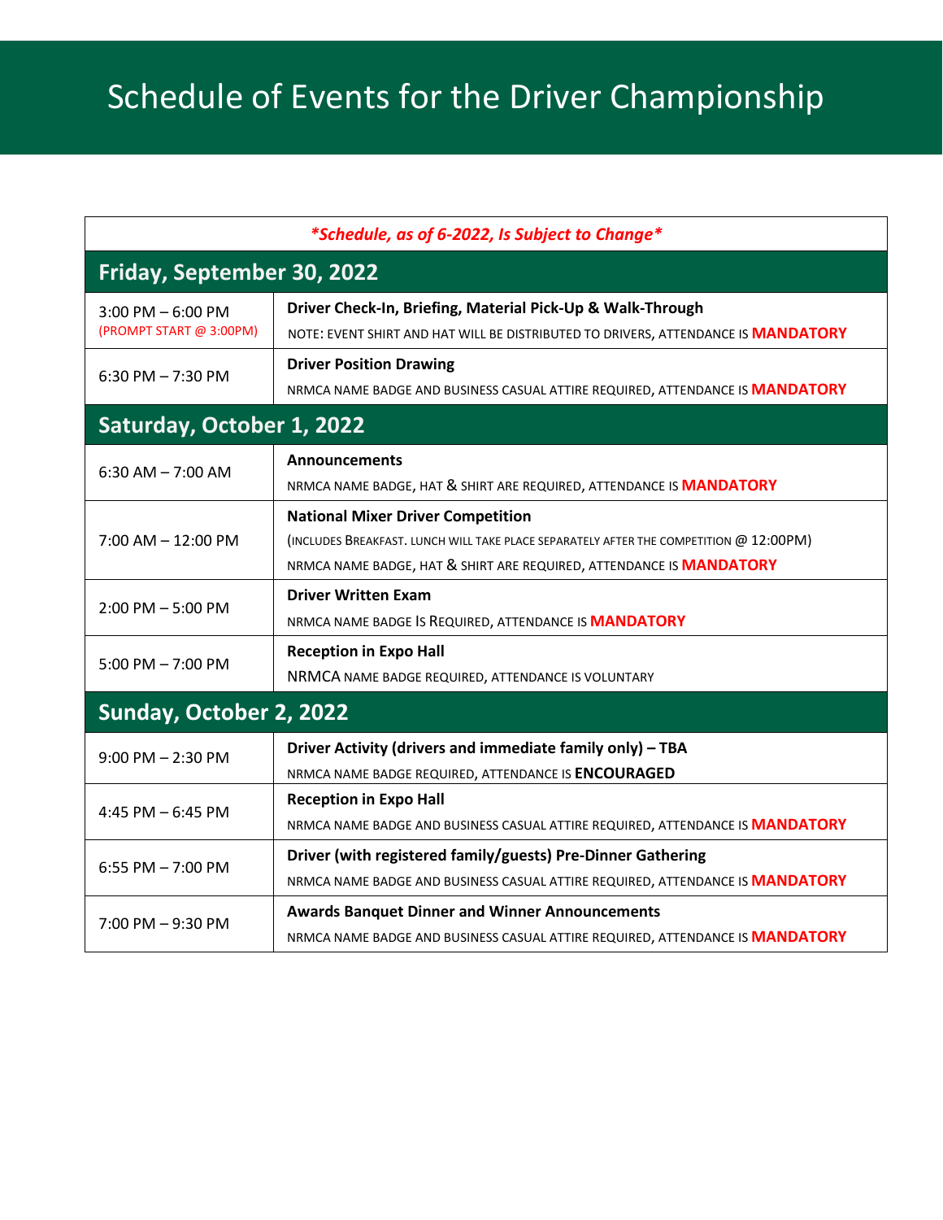# Schedule of Events for the Driver Championship

| *\*Schedule, as of 6-2022, Is Subject to Change\** | |
|---|---|
| **Friday, September 30, 2022** | |
| 3:00 PM – 6:00 PM (PROMPT START @ 3:00PM) | **Driver Check-In, Briefing, Material Pick-Up & Walk-Through**<br>NOTE: EVENT SHIRT AND HAT WILL BE DISTRIBUTED TO DRIVERS, ATTENDANCE IS **MANDATORY** |
| 6:30 PM – 7:30 PM | **Driver Position Drawing**<br>NRMCA NAME BADGE AND BUSINESS CASUAL ATTIRE REQUIRED, ATTENDANCE IS **MANDATORY** |
| **Saturday, October 1, 2022** | |
| 6:30 AM – 7:00 AM | **Announcements**<br>NRMCA NAME BADGE, HAT & SHIRT ARE REQUIRED, ATTENDANCE IS **MANDATORY** |
| 7:00 AM – 12:00 PM | **National Mixer Driver Competition**<br>(INCLUDES BREAKFAST. LUNCH WILL TAKE PLACE SEPARATELY AFTER THE COMPETITION @ 12:00PM)<br>NRMCA NAME BADGE, HAT & SHIRT ARE REQUIRED, ATTENDANCE IS **MANDATORY** |
| 2:00 PM – 5:00 PM | **Driver Written Exam**<br>NRMCA NAME BADGE IS REQUIRED, ATTENDANCE IS **MANDATORY** |
| 5:00 PM – 7:00 PM | **Reception in Expo Hall**<br>NRMCA NAME BADGE REQUIRED, ATTENDANCE IS VOLUNTARY |
| **Sunday, October 2, 2022** | |
| 9:00 PM – 2:30 PM | **Driver Activity (drivers and immediate family only) – TBA**<br>NRMCA NAME BADGE REQUIRED, ATTENDANCE IS **ENCOURAGED** |
| 4:45 PM – 6:45 PM | **Reception in Expo Hall**<br>NRMCA NAME BADGE AND BUSINESS CASUAL ATTIRE REQUIRED, ATTENDANCE IS **MANDATORY** |
| 6:55 PM – 7:00 PM | **Driver (with registered family/guests) Pre-Dinner Gathering**<br>NRMCA NAME BADGE AND BUSINESS CASUAL ATTIRE REQUIRED, ATTENDANCE IS **MANDATORY** |
| 7:00 PM – 9:30 PM | **Awards Banquet Dinner and Winner Announcements**<br>NRMCA NAME BADGE AND BUSINESS CASUAL ATTIRE REQUIRED, ATTENDANCE IS **MANDATORY** |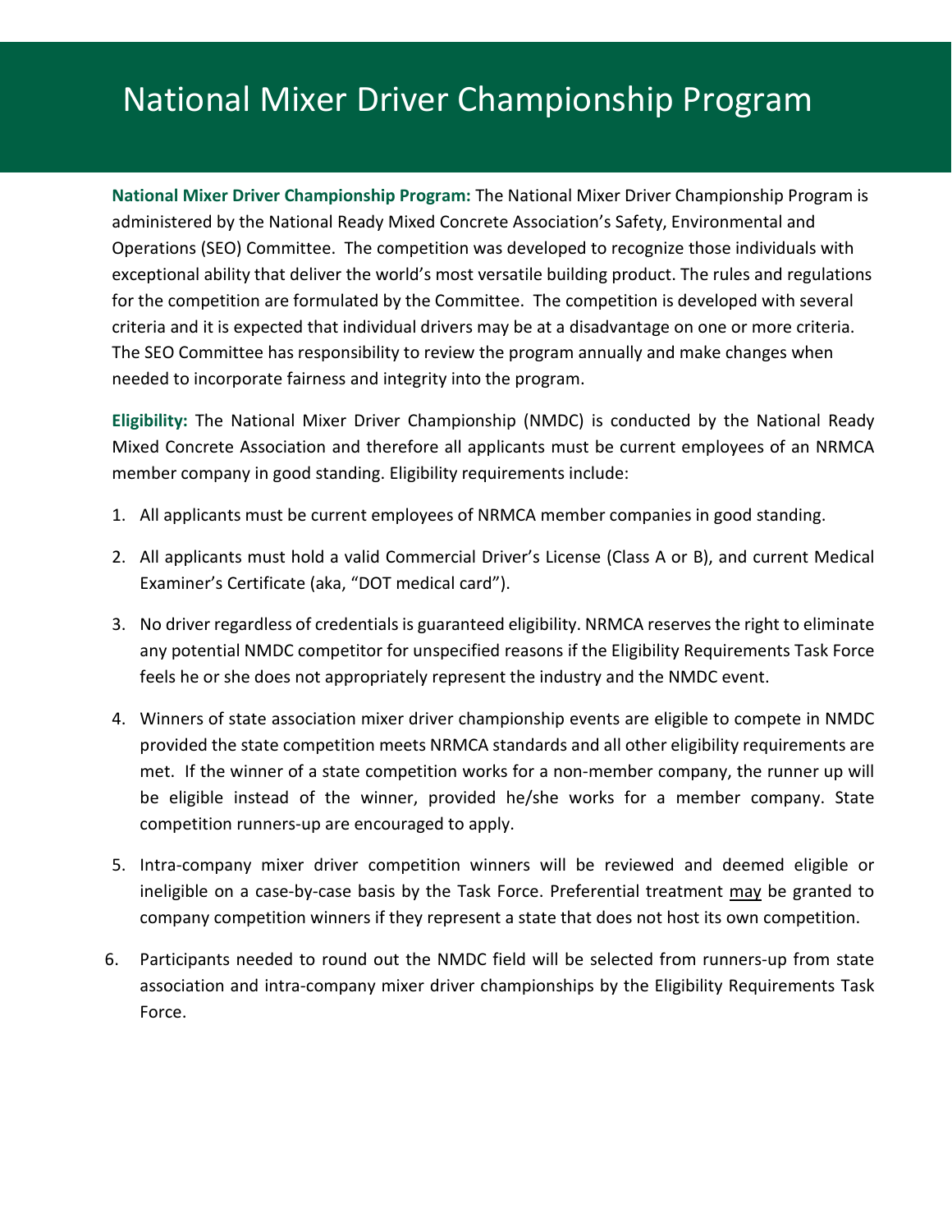# National Mixer Driver Championship Program

**National Mixer Driver Championship Program:** The National Mixer Driver Championship Program is administered by the National Ready Mixed Concrete Association's Safety, Environmental and Operations (SEO) Committee. The competition was developed to recognize those individuals with exceptional ability that deliver the world's most versatile building product. The rules and regulations for the competition are formulated by the Committee. The competition is developed with several criteria and it is expected that individual drivers may be at a disadvantage on one or more criteria. The SEO Committee has responsibility to review the program annually and make changes when needed to incorporate fairness and integrity into the program.

**Eligibility:** The National Mixer Driver Championship (NMDC) is conducted by the National Ready Mixed Concrete Association and therefore all applicants must be current employees of an NRMCA member company in good standing. Eligibility requirements include:

1. All applicants must be current employees of NRMCA member companies in good standing.
2. All applicants must hold a valid Commercial Driver's License (Class A or B), and current Medical Examiner's Certificate (aka, "DOT medical card").
3. No driver regardless of credentials is guaranteed eligibility. NRMCA reserves the right to eliminate any potential NMDC competitor for unspecified reasons if the Eligibility Requirements Task Force feels he or she does not appropriately represent the industry and the NMDC event.
4. Winners of state association mixer driver championship events are eligible to compete in NMDC provided the state competition meets NRMCA standards and all other eligibility requirements are met. If the winner of a state competition works for a non-member company, the runner up will be eligible instead of the winner, provided he/she works for a member company. State competition runners-up are encouraged to apply.
5. Intra-company mixer driver competition winners will be reviewed and deemed eligible or ineligible on a case-by-case basis by the Task Force. Preferential treatment <u>may</u> be granted to company competition winners if they represent a state that does not host its own competition.
6. Participants needed to round out the NMDC field will be selected from runners-up from state association and intra-company mixer driver championships by the Eligibility Requirements Task Force.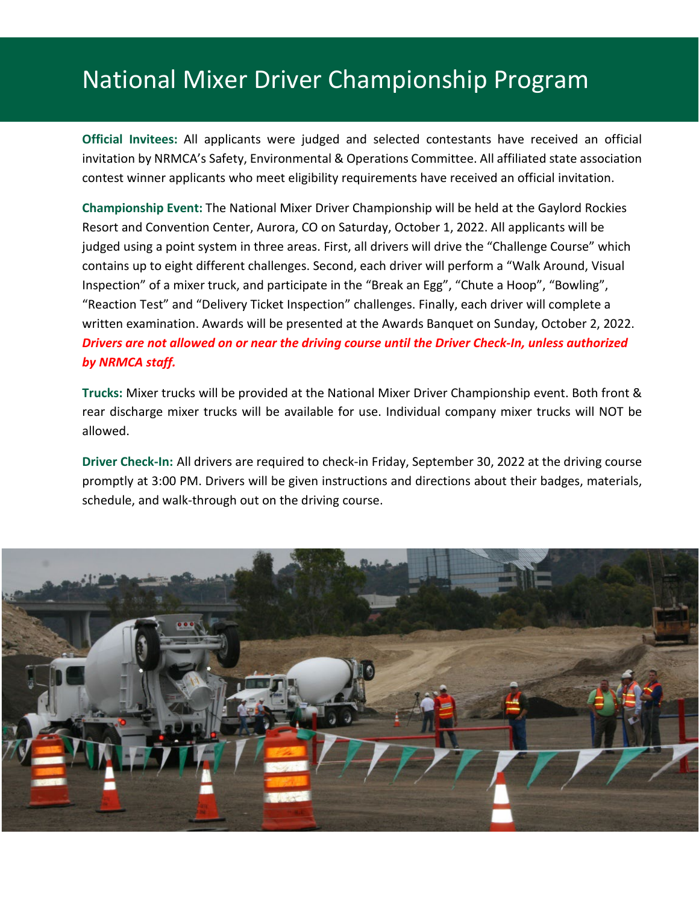# National Mixer Driver Championship Program

**Official Invitees:** All applicants were judged and selected contestants have received an official invitation by NRMCA's Safety, Environmental & Operations Committee. All affiliated state association contest winner applicants who meet eligibility requirements have received an official invitation.

**Championship Event:** The National Mixer Driver Championship will be held at the Gaylord Rockies Resort and Convention Center, Aurora, CO on Saturday, October 1, 2022. All applicants will be judged using a point system in three areas. First, all drivers will drive the "Challenge Course" which contains up to eight different challenges. Second, each driver will perform a "Walk Around, Visual Inspection" of a mixer truck, and participate in the "Break an Egg", "Chute a Hoop", "Bowling", "Reaction Test" and "Delivery Ticket Inspection" challenges. Finally, each driver will complete a written examination. Awards will be presented at the Awards Banquet on Sunday, October 2, 2022. ***Drivers are not allowed on or near the driving course until the Driver Check-In, unless authorized by NRMCA staff.***

**Trucks:** Mixer trucks will be provided at the National Mixer Driver Championship event. Both front & rear discharge mixer trucks will be available for use. Individual company mixer trucks will NOT be allowed.

**Driver Check-In:** All drivers are required to check-in Friday, September 30, 2022 at the driving course promptly at 3:00 PM. Drivers will be given instructions and directions about their badges, materials, schedule, and walk-through out on the driving course.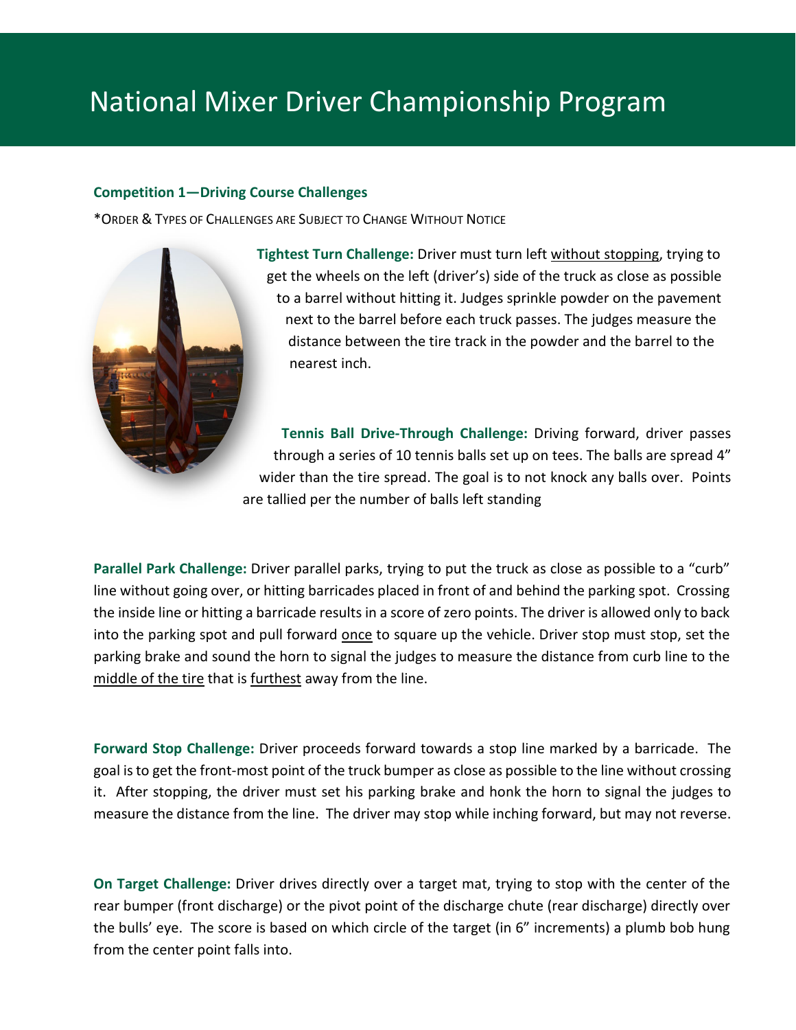# National Mixer Driver Championship Program

### Competition 1—Driving Course Challenges

*ORDER & TYPES OF CHALLENGES ARE SUBJECT TO CHANGE WITHOUT NOTICE

**Tightest Turn Challenge:** Driver must turn left without stopping, trying to get the wheels on the left (driver's) side of the truck as close as possible to a barrel without hitting it. Judges sprinkle powder on the pavement next to the barrel before each truck passes. The judges measure the distance between the tire track in the powder and the barrel to the nearest inch.

**Tennis Ball Drive-Through Challenge:** Driving forward, driver passes through a series of 10 tennis balls set up on tees. The balls are spread 4" wider than the tire spread. The goal is to not knock any balls over. Points are tallied per the number of balls left standing

**Parallel Park Challenge:** Driver parallel parks, trying to put the truck as close as possible to a "curb" line without going over, or hitting barricades placed in front of and behind the parking spot. Crossing the inside line or hitting a barricade results in a score of zero points. The driver is allowed only to back into the parking spot and pull forward once to square up the vehicle. Driver stop must stop, set the parking brake and sound the horn to signal the judges to measure the distance from curb line to the middle of the tire that is furthest away from the line.

**Forward Stop Challenge:** Driver proceeds forward towards a stop line marked by a barricade. The goal is to get the front-most point of the truck bumper as close as possible to the line without crossing it. After stopping, the driver must set his parking brake and honk the horn to signal the judges to measure the distance from the line. The driver may stop while inching forward, but may not reverse.

**On Target Challenge:** Driver drives directly over a target mat, trying to stop with the center of the rear bumper (front discharge) or the pivot point of the discharge chute (rear discharge) directly over the bulls' eye. The score is based on which circle of the target (in 6" increments) a plumb bob hung from the center point falls into.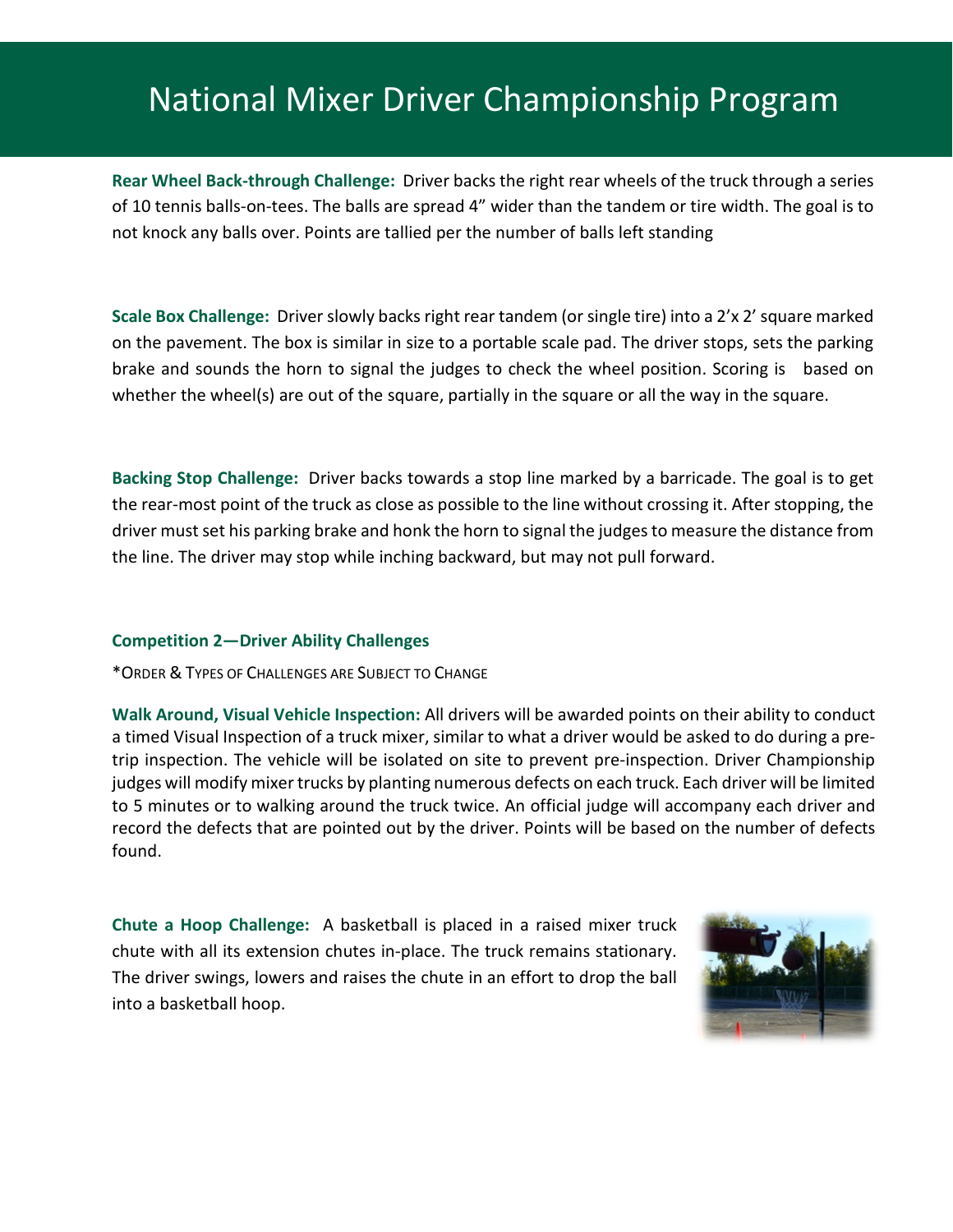# National Mixer Driver Championship Program

**Rear Wheel Back-through Challenge:** Driver backs the right rear wheels of the truck through a series of 10 tennis balls-on-tees. The balls are spread 4" wider than the tandem or tire width. The goal is to not knock any balls over. Points are tallied per the number of balls left standing

**Scale Box Challenge:** Driver slowly backs right rear tandem (or single tire) into a 2'x 2' square marked on the pavement. The box is similar in size to a portable scale pad. The driver stops, sets the parking brake and sounds the horn to signal the judges to check the wheel position. Scoring is based on whether the wheel(s) are out of the square, partially in the square or all the way in the square.

**Backing Stop Challenge:** Driver backs towards a stop line marked by a barricade. The goal is to get the rear-most point of the truck as close as possible to the line without crossing it. After stopping, the driver must set his parking brake and honk the horn to signal the judges to measure the distance from the line. The driver may stop while inching backward, but may not pull forward.

### Competition 2—Driver Ability Challenges

*ORDER & TYPES OF CHALLENGES ARE SUBJECT TO CHANGE

**Walk Around, Visual Vehicle Inspection:** All drivers will be awarded points on their ability to conduct a timed Visual Inspection of a truck mixer, similar to what a driver would be asked to do during a pre-trip inspection. The vehicle will be isolated on site to prevent pre-inspection. Driver Championship judges will modify mixer trucks by planting numerous defects on each truck. Each driver will be limited to 5 minutes or to walking around the truck twice. An official judge will accompany each driver and record the defects that are pointed out by the driver. Points will be based on the number of defects found.

**Chute a Hoop Challenge:** A basketball is placed in a raised mixer truck chute with all its extension chutes in-place. The truck remains stationary. The driver swings, lowers and raises the chute in an effort to drop the ball into a basketball hoop.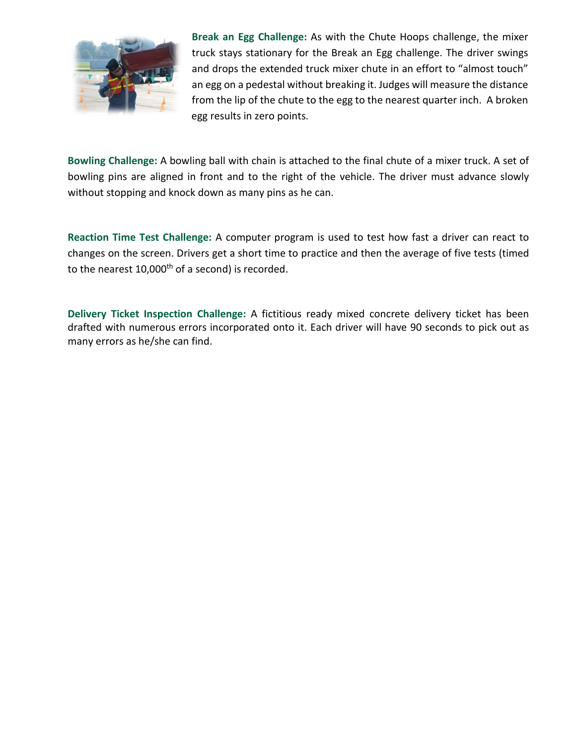**Break an Egg Challenge:** As with the Chute Hoops challenge, the mixer truck stays stationary for the Break an Egg challenge. The driver swings and drops the extended truck mixer chute in an effort to "almost touch" an egg on a pedestal without breaking it. Judges will measure the distance from the lip of the chute to the egg to the nearest quarter inch. A broken egg results in zero points.

**Bowling Challenge:** A bowling ball with chain is attached to the final chute of a mixer truck. A set of bowling pins are aligned in front and to the right of the vehicle. The driver must advance slowly without stopping and knock down as many pins as he can.

**Reaction Time Test Challenge:** A computer program is used to test how fast a driver can react to changes on the screen. Drivers get a short time to practice and then the average of five tests (timed to the nearest 10,000th of a second) is recorded.

**Delivery Ticket Inspection Challenge:** A fictitious ready mixed concrete delivery ticket has been drafted with numerous errors incorporated onto it. Each driver will have 90 seconds to pick out as many errors as he/she can find.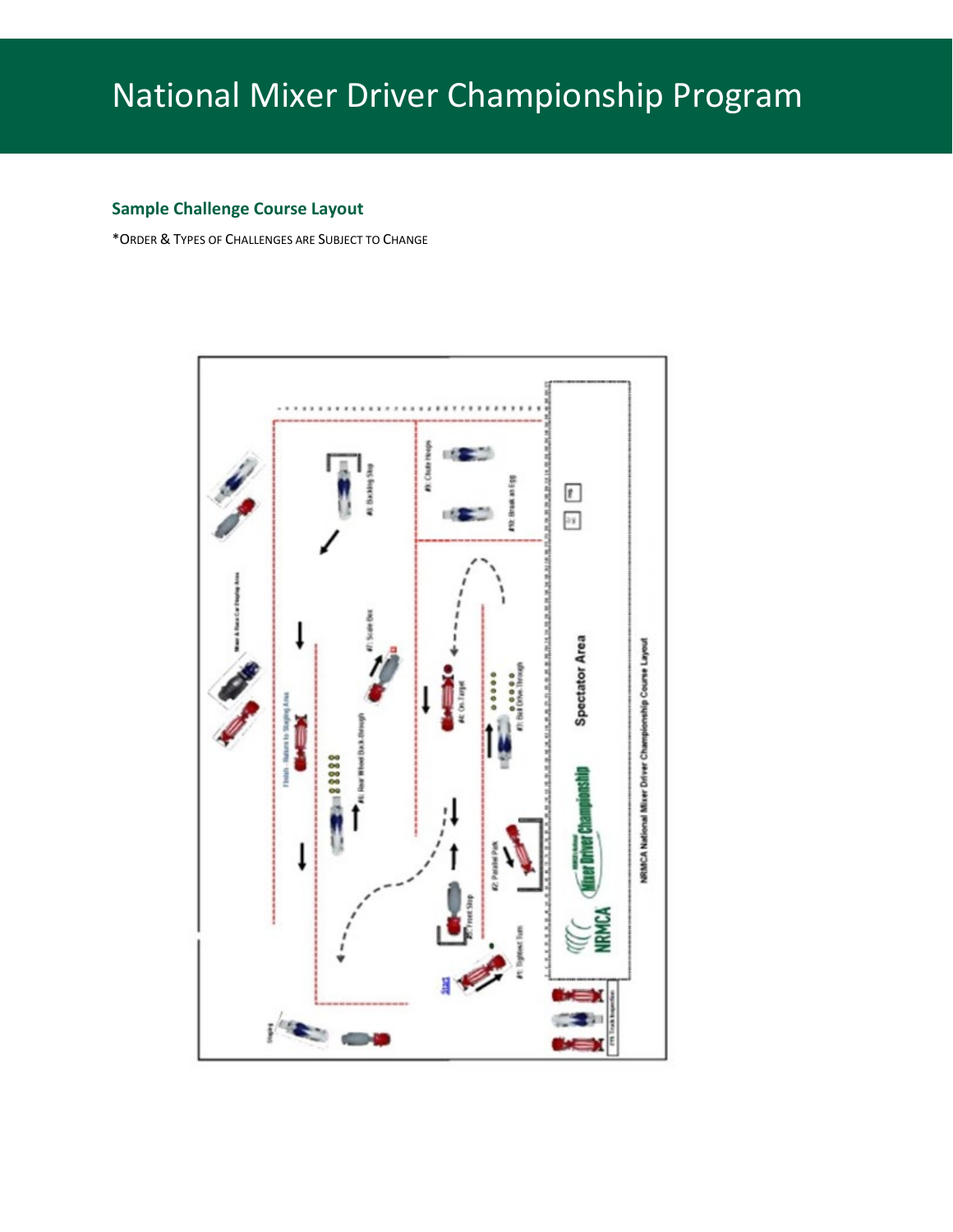## Sample Challenge Course Layout

*ORDER & TYPES OF CHALLENGES ARE SUBJECT TO CHANGE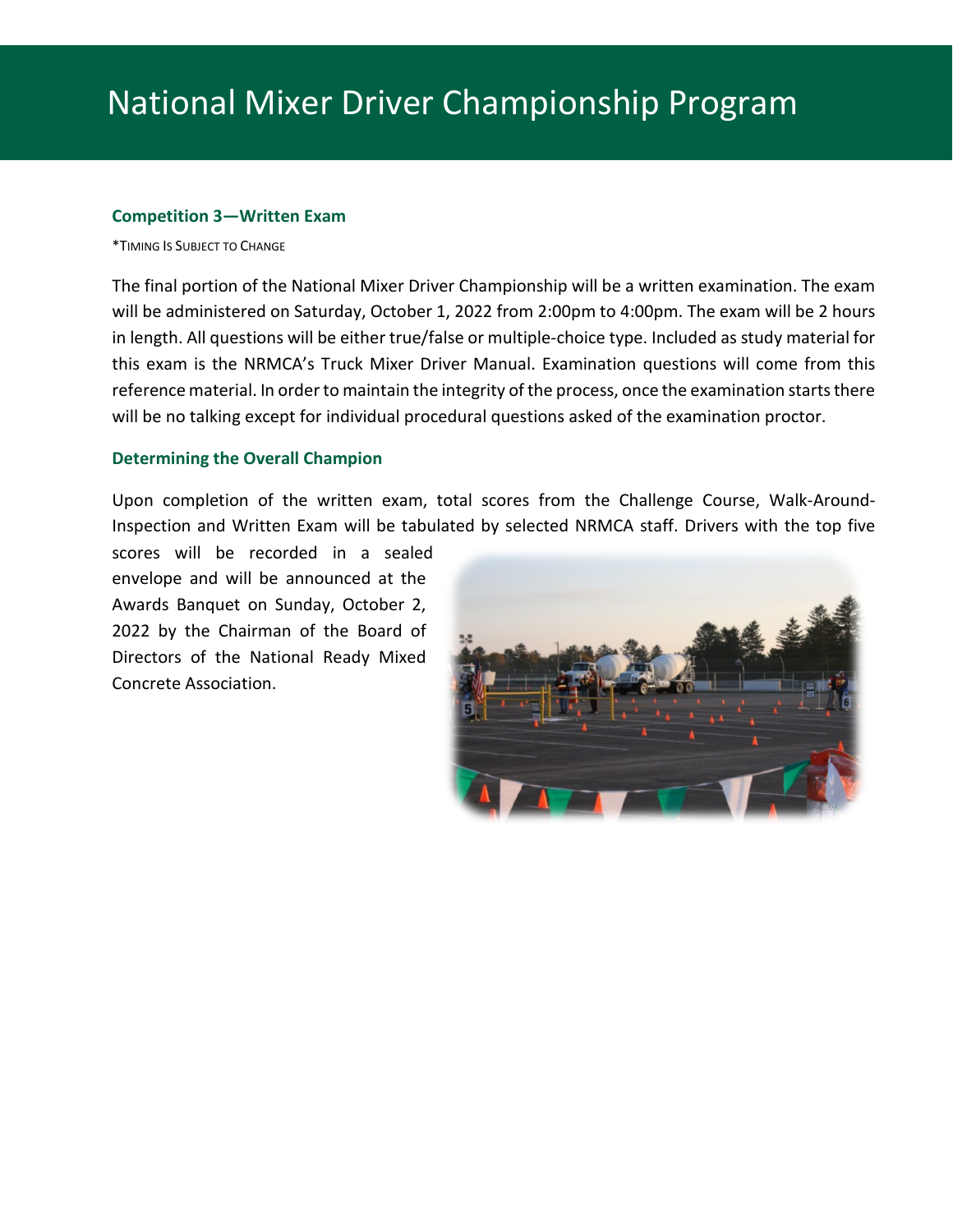# National Mixer Driver Championship Program

### Competition 3—Written Exam

*Timing Is Subject to Change

The final portion of the National Mixer Driver Championship will be a written examination. The exam will be administered on Saturday, October 1, 2022 from 2:00pm to 4:00pm. The exam will be 2 hours in length. All questions will be either true/false or multiple-choice type. Included as study material for this exam is the NRMCA's Truck Mixer Driver Manual. Examination questions will come from this reference material. In order to maintain the integrity of the process, once the examination starts there will be no talking except for individual procedural questions asked of the examination proctor.

### Determining the Overall Champion

Upon completion of the written exam, total scores from the Challenge Course, Walk-Around-Inspection and Written Exam will be tabulated by selected NRMCA staff. Drivers with the top five scores will be recorded in a sealed envelope and will be announced at the Awards Banquet on Sunday, October 2, 2022 by the Chairman of the Board of Directors of the National Ready Mixed Concrete Association.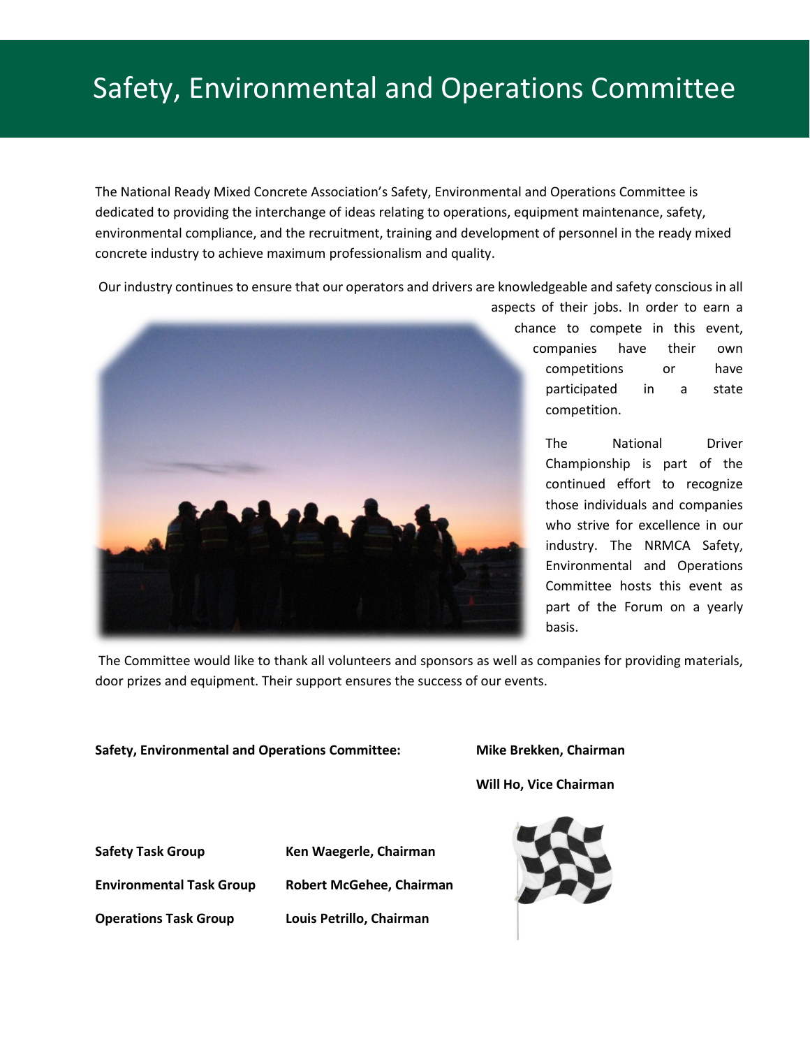# Safety, Environmental and Operations Committee

The National Ready Mixed Concrete Association's Safety, Environmental and Operations Committee is dedicated to providing the interchange of ideas relating to operations, equipment maintenance, safety, environmental compliance, and the recruitment, training and development of personnel in the ready mixed concrete industry to achieve maximum professionalism and quality.

Our industry continues to ensure that our operators and drivers are knowledgeable and safety conscious in all aspects of their jobs. In order to earn a chance to compete in this event, companies have their own competitions or have participated in a state competition.

The National Driver Championship is part of the continued effort to recognize those individuals and companies who strive for excellence in our industry. The NRMCA Safety, Environmental and Operations Committee hosts this event as part of the Forum on a yearly basis.

The Committee would like to thank all volunteers and sponsors as well as companies for providing materials, door prizes and equipment. Their support ensures the success of our events.

**Safety, Environmental and Operations Committee:** **Mike Brekken, Chairman**

**Will Ho, Vice Chairman**

| | |
|---|---|
| **Safety Task Group** | **Ken Waegerle, Chairman** |
| **Environmental Task Group** | **Robert McGehee, Chairman** |
| **Operations Task Group** | **Louis Petrillo, Chairman** |